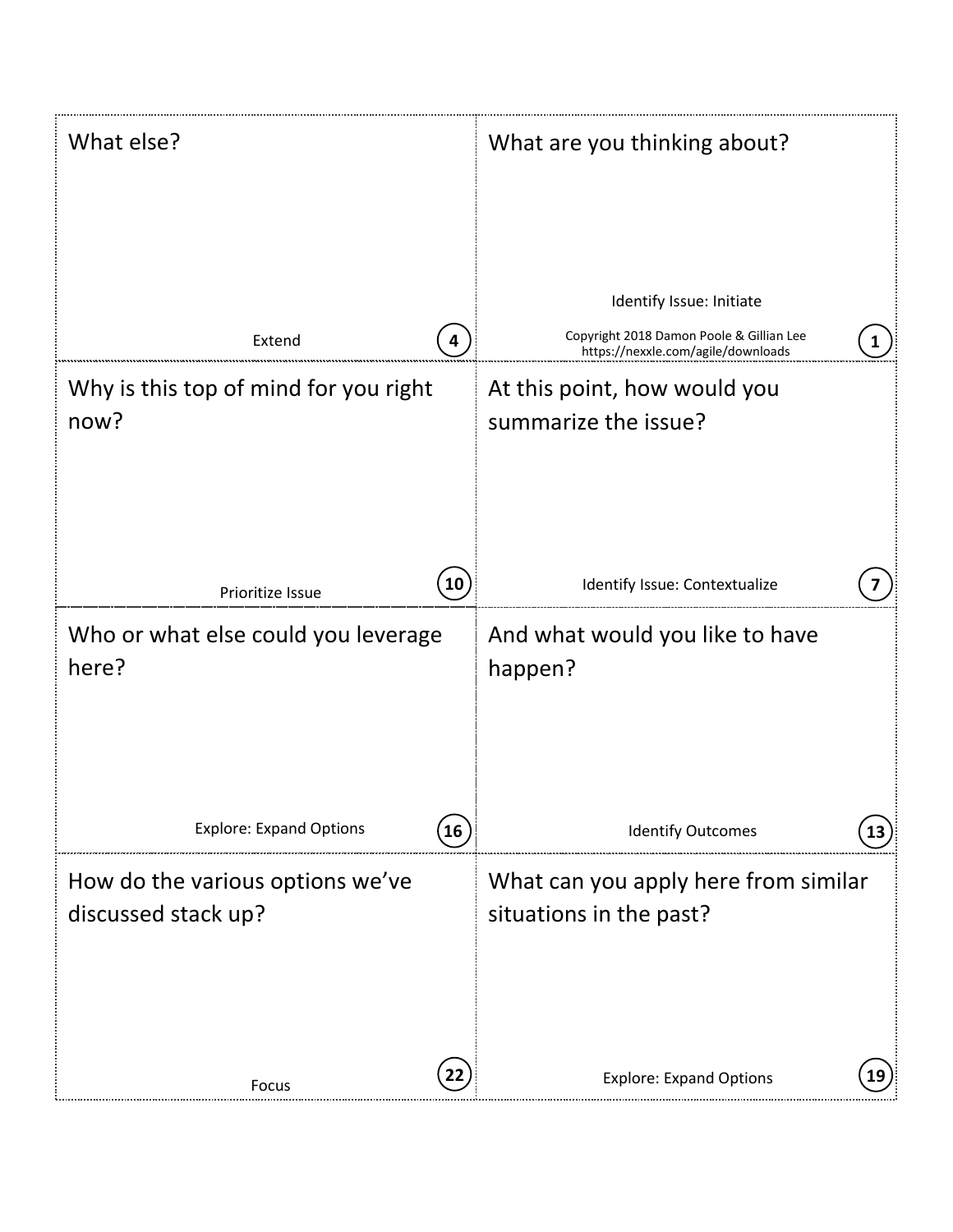What are you thinking about?

Identify Issue: Initiate

Copyright 2018 Damon Poole & Gillian Lee
https://nexxle.com/agile/downloads

1

---

What else?

Extend

4

---

At this point, how would you summarize the issue?

Identify Issue: Contextualize

7

---

Why is this top of mind for you right now?

Prioritize Issue

10

---

And what would you like to have happen?

Identify Outcomes

13

---

Who or what else could you leverage here?

Explore: Expand Options

16

---

What can you apply here from similar situations in the past?

Explore: Expand Options

19

---

How do the various options we've discussed stack up?

Focus

22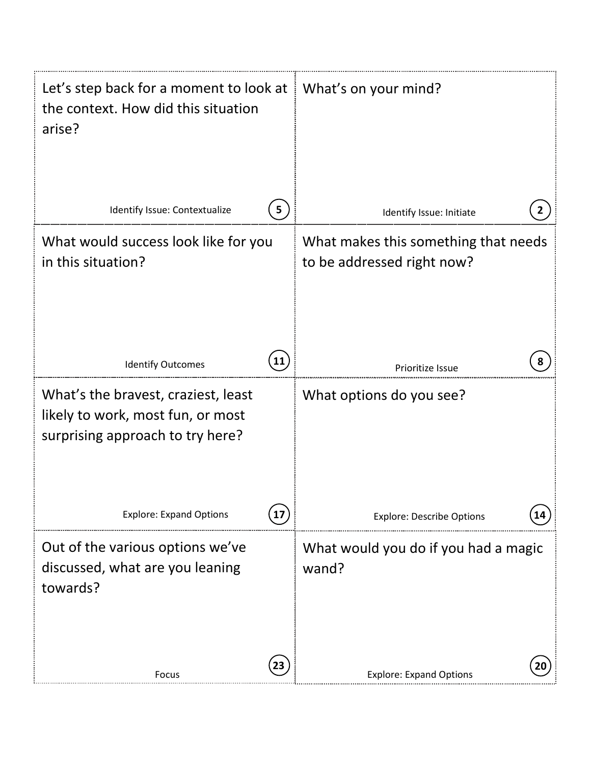Let's step back for a moment to look at the context. How did this situation arise?

Identify Issue: Contextualize (5)

What's on your mind?

Identify Issue: Initiate (2)

What would success look like for you in this situation?

Identify Outcomes (11)

What makes this something that needs to be addressed right now?

Prioritize Issue (8)

What's the bravest, craziest, least likely to work, most fun, or most surprising approach to try here?

Explore: Expand Options (17)

What options do you see?

Explore: Describe Options (14)

Out of the various options we've discussed, what are you leaning towards?

Focus (23)

What would you do if you had a magic wand?

Explore: Expand Options (20)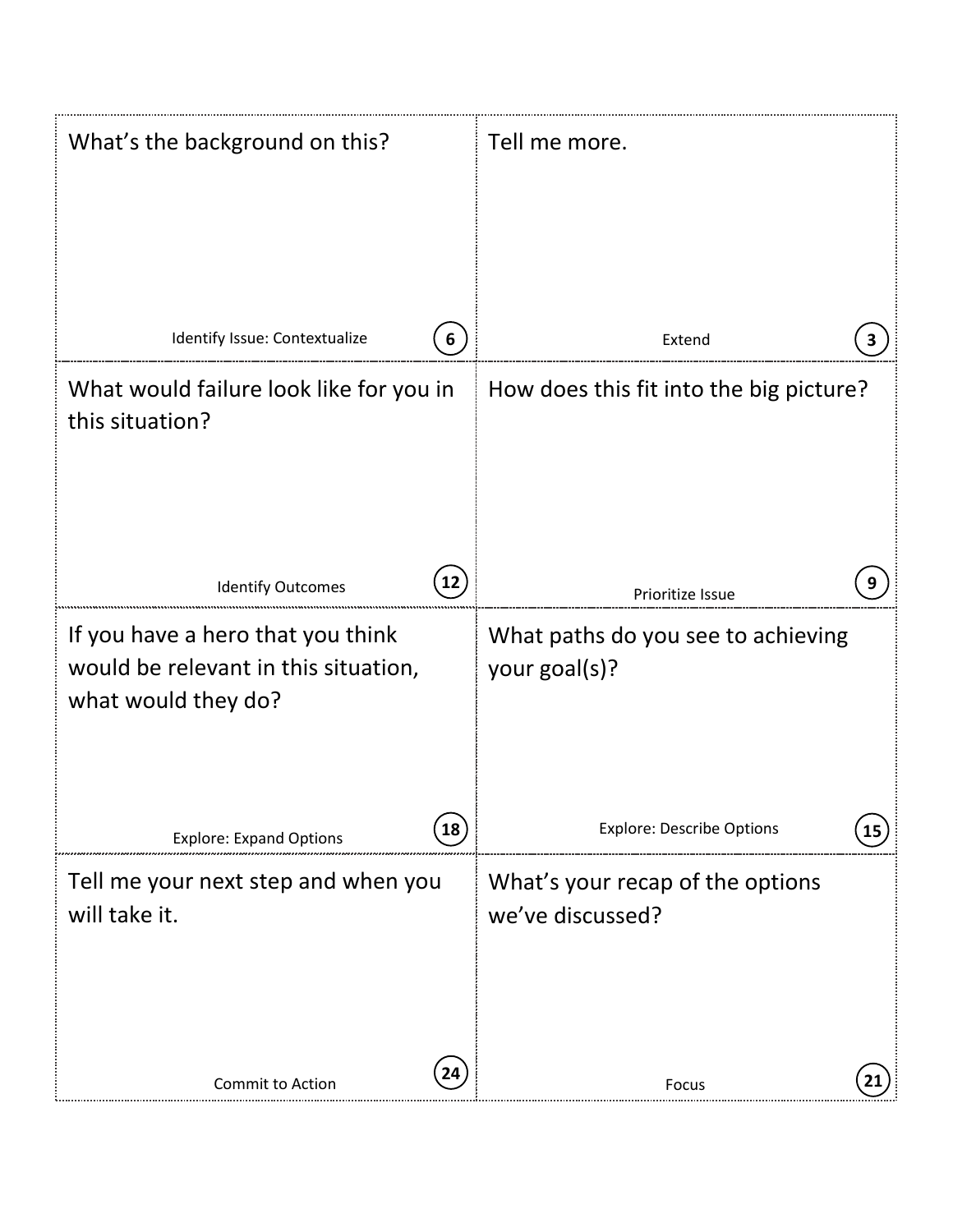What's the background on this?

Identify Issue: Contextualize

6

---

Tell me more.

Extend

3

---

What would failure look like for you in this situation?

Identify Outcomes

12

---

How does this fit into the big picture?

Prioritize Issue

9

---

If you have a hero that you think would be relevant in this situation, what would they do?

Explore: Expand Options

18

---

What paths do you see to achieving your goal(s)?

Explore: Describe Options

15

---

Tell me your next step and when you will take it.

Commit to Action

24

---

What's your recap of the options we've discussed?

Focus

21